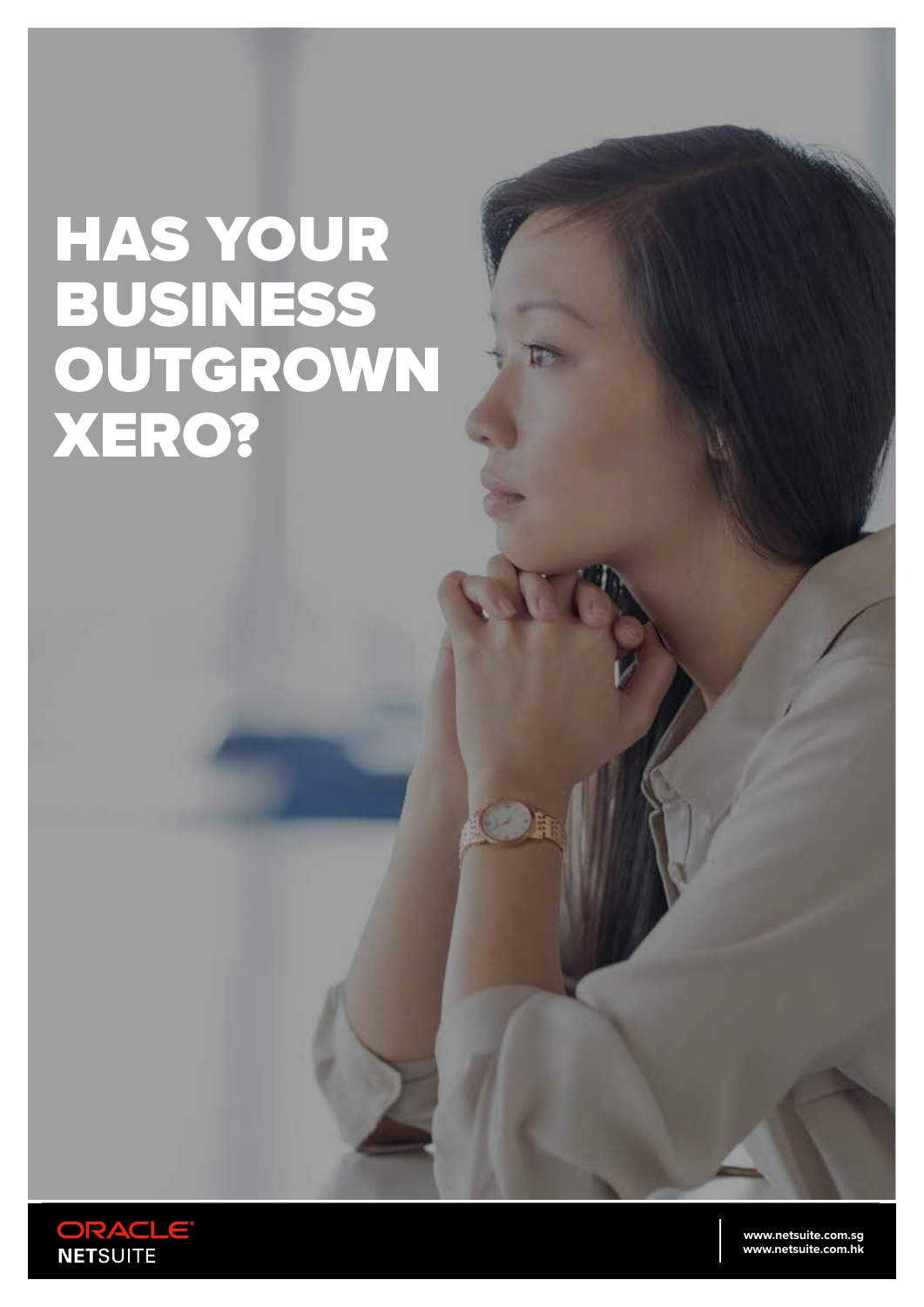# HAS YOUR BUSINESS OUTGROWN XERO?

ORACLE
NETSUITE

www.netsuite.com.sg
www.netsuite.com.hk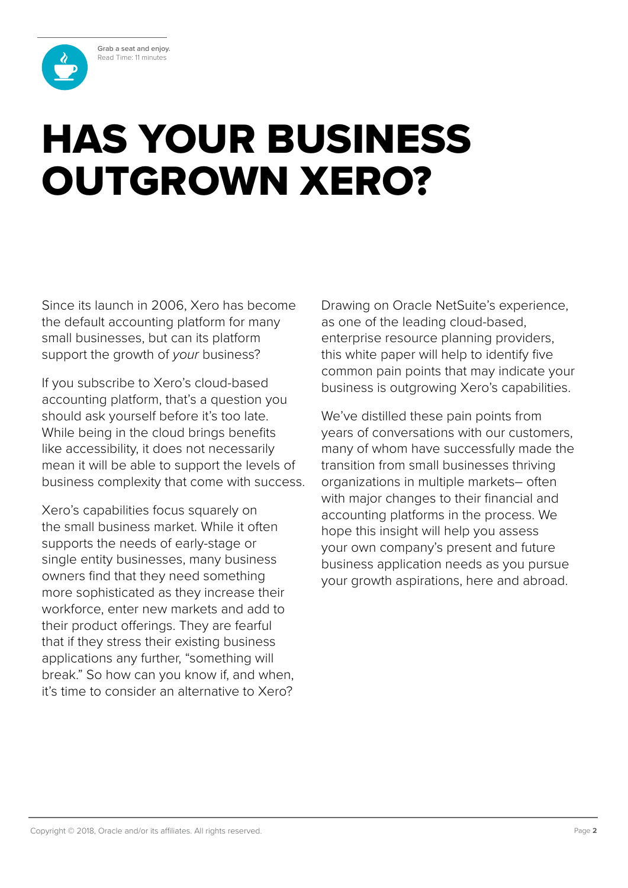Grab a seat and enjoy.
Read Time: 11 minutes

# HAS YOUR BUSINESS OUTGROWN XERO?

Since its launch in 2006, Xero has become the default accounting platform for many small businesses, but can its platform support the growth of *your* business?

If you subscribe to Xero's cloud-based accounting platform, that's a question you should ask yourself before it's too late. While being in the cloud brings benefits like accessibility, it does not necessarily mean it will be able to support the levels of business complexity that come with success.

Xero's capabilities focus squarely on the small business market. While it often supports the needs of early-stage or single entity businesses, many business owners find that they need something more sophisticated as they increase their workforce, enter new markets and add to their product offerings. They are fearful that if they stress their existing business applications any further, "something will break." So how can you know if, and when, it's time to consider an alternative to Xero?

Drawing on Oracle NetSuite's experience, as one of the leading cloud-based, enterprise resource planning providers, this white paper will help to identify five common pain points that may indicate your business is outgrowing Xero's capabilities.

We've distilled these pain points from years of conversations with our customers, many of whom have successfully made the transition from small businesses thriving organizations in multiple markets– often with major changes to their financial and accounting platforms in the process. We hope this insight will help you assess your own company's present and future business application needs as you pursue your growth aspirations, here and abroad.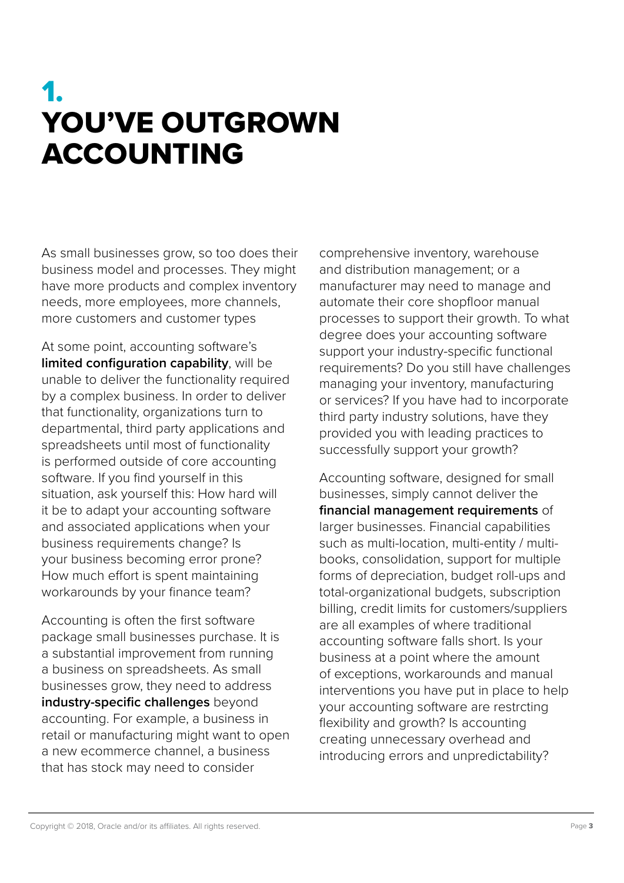# 1. YOU'VE OUTGROWN ACCOUNTING

As small businesses grow, so too does their business model and processes. They might have more products and complex inventory needs, more employees, more channels, more customers and customer types

At some point, accounting software's **limited configuration capability**, will be unable to deliver the functionality required by a complex business. In order to deliver that functionality, organizations turn to departmental, third party applications and spreadsheets until most of functionality is performed outside of core accounting software. If you find yourself in this situation, ask yourself this: How hard will it be to adapt your accounting software and associated applications when your business requirements change? Is your business becoming error prone? How much effort is spent maintaining workarounds by your finance team?

Accounting is often the first software package small businesses purchase. It is a substantial improvement from running a business on spreadsheets. As small businesses grow, they need to address **industry-specific challenges** beyond accounting. For example, a business in retail or manufacturing might want to open a new ecommerce channel, a business that has stock may need to consider comprehensive inventory, warehouse and distribution management; or a manufacturer may need to manage and automate their core shopfloor manual processes to support their growth. To what degree does your accounting software support your industry-specific functional requirements? Do you still have challenges managing your inventory, manufacturing or services? If you have had to incorporate third party industry solutions, have they provided you with leading practices to successfully support your growth?

Accounting software, designed for small businesses, simply cannot deliver the **financial management requirements** of larger businesses. Financial capabilities such as multi-location, multi-entity / multi-books, consolidation, support for multiple forms of depreciation, budget roll-ups and total-organizational budgets, subscription billing, credit limits for customers/suppliers are all examples of where traditional accounting software falls short. Is your business at a point where the amount of exceptions, workarounds and manual interventions you have put in place to help your accounting software are restrcting flexibility and growth? Is accounting creating unnecessary overhead and introducing errors and unpredictability?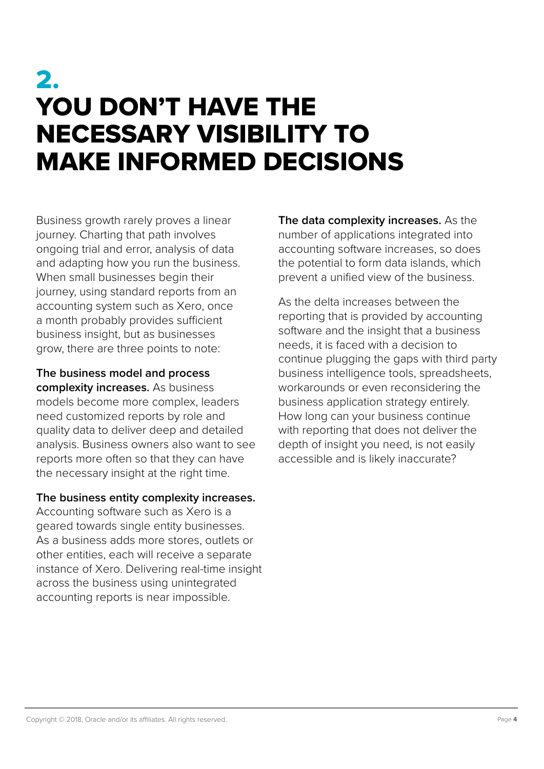# 2. YOU DON'T HAVE THE NECESSARY VISIBILITY TO MAKE INFORMED DECISIONS

Business growth rarely proves a linear journey. Charting that path involves ongoing trial and error, analysis of data and adapting how you run the business. When small businesses begin their journey, using standard reports from an accounting system such as Xero, once a month probably provides sufficient business insight, but as businesses grow, there are three points to note:

**The business model and process complexity increases.** As business models become more complex, leaders need customized reports by role and quality data to deliver deep and detailed analysis. Business owners also want to see reports more often so that they can have the necessary insight at the right time.

**The business entity complexity increases.** Accounting software such as Xero is a geared towards single entity businesses. As a business adds more stores, outlets or other entities, each will receive a separate instance of Xero. Delivering real-time insight across the business using unintegrated accounting reports is near impossible.

**The data complexity increases.** As the number of applications integrated into accounting software increases, so does the potential to form data islands, which prevent a unified view of the business.

As the delta increases between the reporting that is provided by accounting software and the insight that a business needs, it is faced with a decision to continue plugging the gaps with third party business intelligence tools, spreadsheets, workarounds or even reconsidering the business application strategy entirely. How long can your business continue with reporting that does not deliver the depth of insight you need, is not easily accessible and is likely inaccurate?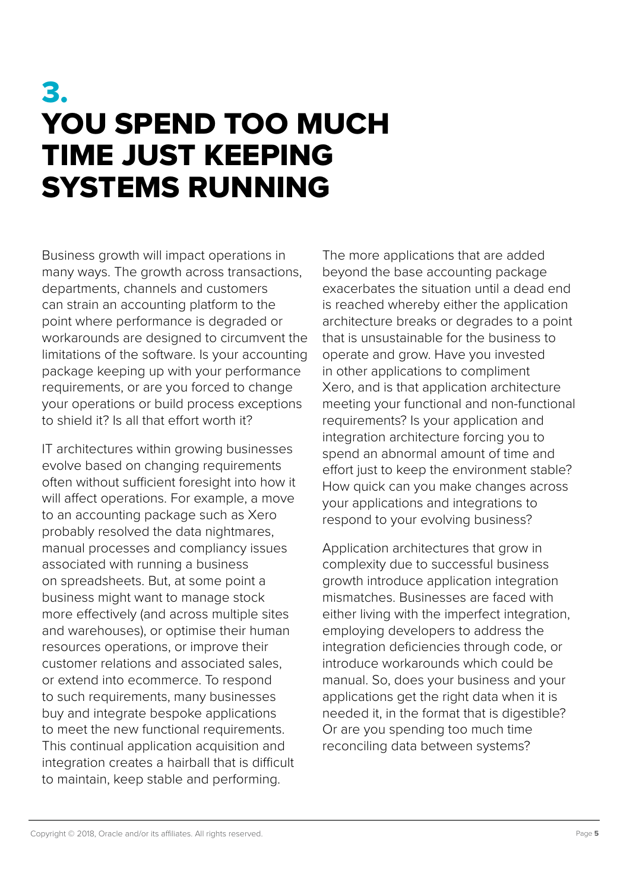# 3. YOU SPEND TOO MUCH TIME JUST KEEPING SYSTEMS RUNNING

Business growth will impact operations in many ways. The growth across transactions, departments, channels and customers can strain an accounting platform to the point where performance is degraded or workarounds are designed to circumvent the limitations of the software. Is your accounting package keeping up with your performance requirements, or are you forced to change your operations or build process exceptions to shield it? Is all that effort worth it?

IT architectures within growing businesses evolve based on changing requirements often without sufficient foresight into how it will affect operations. For example, a move to an accounting package such as Xero probably resolved the data nightmares, manual processes and compliancy issues associated with running a business on spreadsheets. But, at some point a business might want to manage stock more effectively (and across multiple sites and warehouses), or optimise their human resources operations, or improve their customer relations and associated sales, or extend into ecommerce. To respond to such requirements, many businesses buy and integrate bespoke applications to meet the new functional requirements. This continual application acquisition and integration creates a hairball that is difficult to maintain, keep stable and performing.

The more applications that are added beyond the base accounting package exacerbates the situation until a dead end is reached whereby either the application architecture breaks or degrades to a point that is unsustainable for the business to operate and grow. Have you invested in other applications to compliment Xero, and is that application architecture meeting your functional and non-functional requirements? Is your application and integration architecture forcing you to spend an abnormal amount of time and effort just to keep the environment stable? How quick can you make changes across your applications and integrations to respond to your evolving business?

Application architectures that grow in complexity due to successful business growth introduce application integration mismatches. Businesses are faced with either living with the imperfect integration, employing developers to address the integration deficiencies through code, or introduce workarounds which could be manual. So, does your business and your applications get the right data when it is needed it, in the format that is digestible? Or are you spending too much time reconciling data between systems?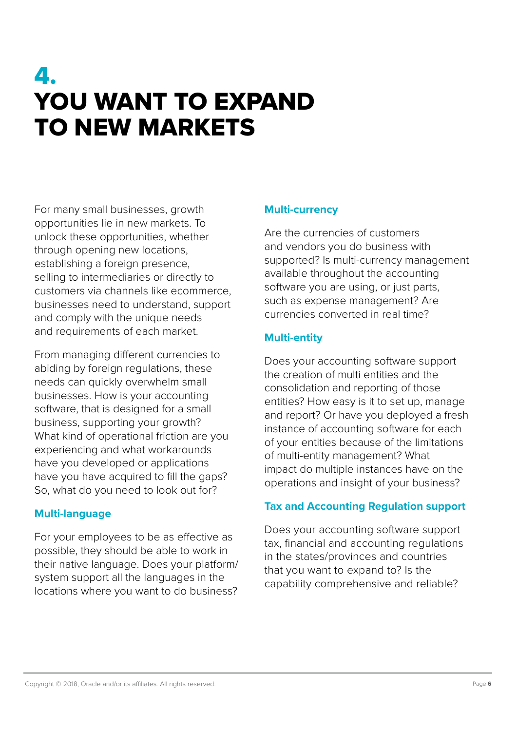# 4.
# YOU WANT TO EXPAND TO NEW MARKETS

For many small businesses, growth opportunities lie in new markets. To unlock these opportunities, whether through opening new locations, establishing a foreign presence, selling to intermediaries or directly to customers via channels like ecommerce, businesses need to understand, support and comply with the unique needs and requirements of each market.

From managing different currencies to abiding by foreign regulations, these needs can quickly overwhelm small businesses. How is your accounting software, that is designed for a small business, supporting your growth? What kind of operational friction are you experiencing and what workarounds have you developed or applications have you have acquired to fill the gaps? So, what do you need to look out for?

### Multi-language

For your employees to be as effective as possible, they should be able to work in their native language. Does your platform/system support all the languages in the locations where you want to do business?

### Multi-currency

Are the currencies of customers and vendors you do business with supported? Is multi-currency management available throughout the accounting software you are using, or just parts, such as expense management? Are currencies converted in real time?

### Multi-entity

Does your accounting software support the creation of multi entities and the consolidation and reporting of those entities? How easy is it to set up, manage and report? Or have you deployed a fresh instance of accounting software for each of your entities because of the limitations of multi-entity management? What impact do multiple instances have on the operations and insight of your business?

### Tax and Accounting Regulation support

Does your accounting software support tax, financial and accounting regulations in the states/provinces and countries that you want to expand to? Is the capability comprehensive and reliable?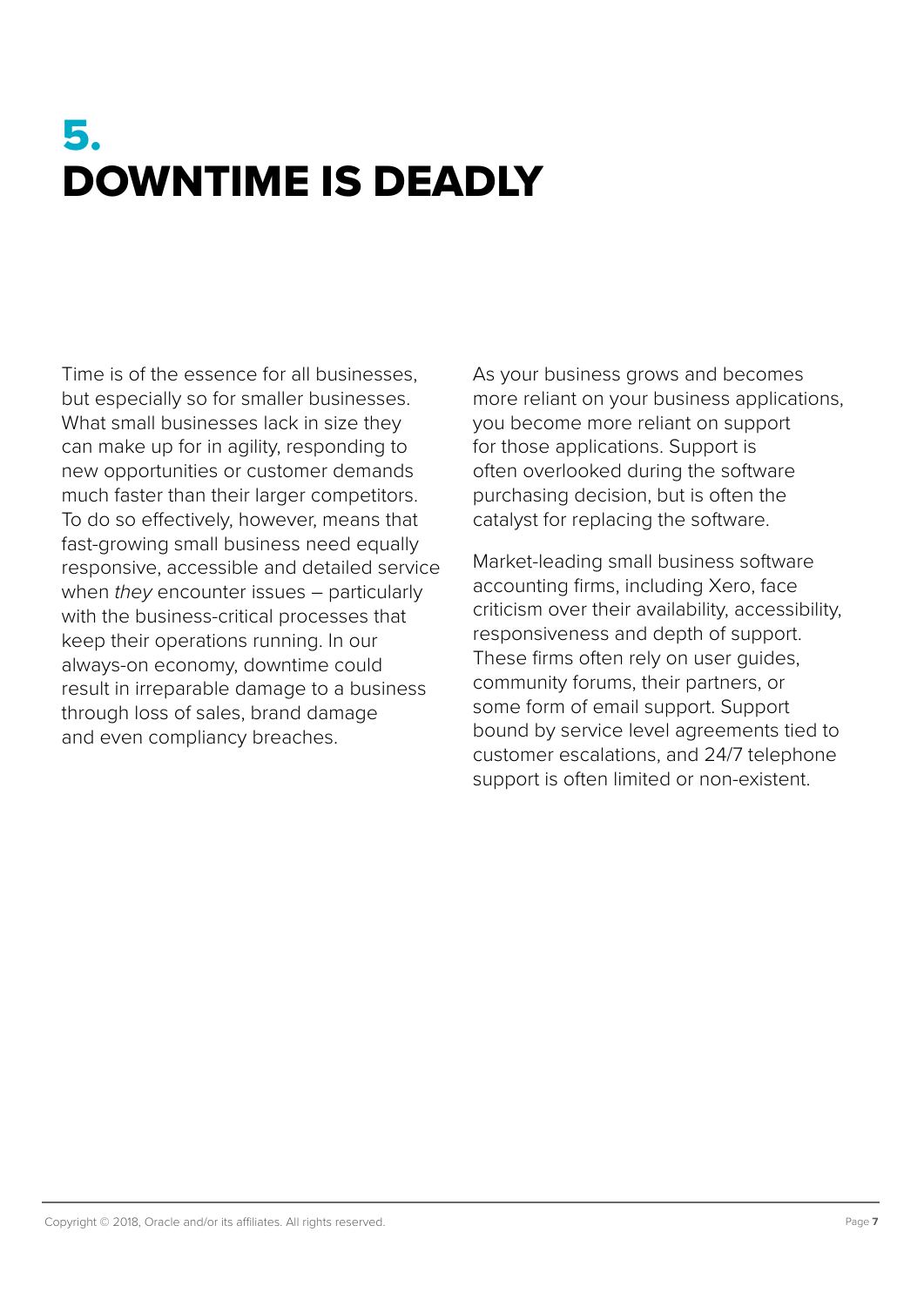# 5. DOWNTIME IS DEADLY

Time is of the essence for all businesses, but especially so for smaller businesses. What small businesses lack in size they can make up for in agility, responding to new opportunities or customer demands much faster than their larger competitors. To do so effectively, however, means that fast-growing small business need equally responsive, accessible and detailed service when *they* encounter issues – particularly with the business-critical processes that keep their operations running. In our always-on economy, downtime could result in irreparable damage to a business through loss of sales, brand damage and even compliancy breaches.

As your business grows and becomes more reliant on your business applications, you become more reliant on support for those applications. Support is often overlooked during the software purchasing decision, but is often the catalyst for replacing the software.

Market-leading small business software accounting firms, including Xero, face criticism over their availability, accessibility, responsiveness and depth of support. These firms often rely on user guides, community forums, their partners, or some form of email support. Support bound by service level agreements tied to customer escalations, and 24/7 telephone support is often limited or non-existent.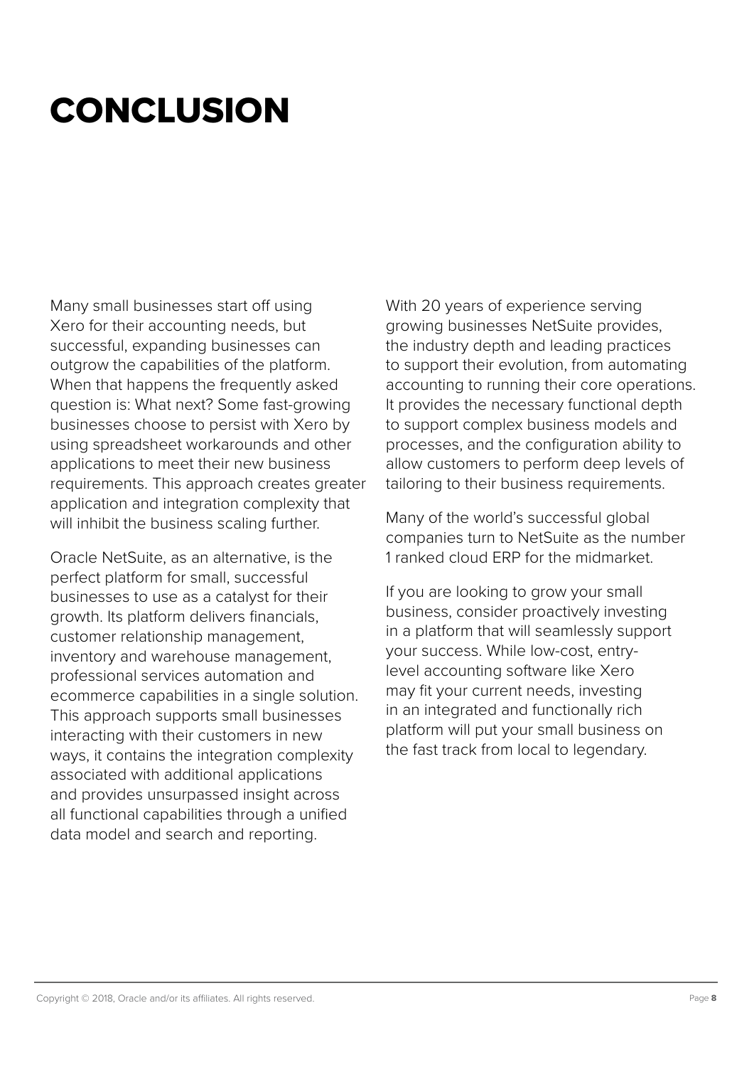# CONCLUSION

Many small businesses start off using Xero for their accounting needs, but successful, expanding businesses can outgrow the capabilities of the platform. When that happens the frequently asked question is: What next? Some fast-growing businesses choose to persist with Xero by using spreadsheet workarounds and other applications to meet their new business requirements. This approach creates greater application and integration complexity that will inhibit the business scaling further.

Oracle NetSuite, as an alternative, is the perfect platform for small, successful businesses to use as a catalyst for their growth. Its platform delivers financials, customer relationship management, inventory and warehouse management, professional services automation and ecommerce capabilities in a single solution. This approach supports small businesses interacting with their customers in new ways, it contains the integration complexity associated with additional applications and provides unsurpassed insight across all functional capabilities through a unified data model and search and reporting.

With 20 years of experience serving growing businesses NetSuite provides, the industry depth and leading practices to support their evolution, from automating accounting to running their core operations. It provides the necessary functional depth to support complex business models and processes, and the configuration ability to allow customers to perform deep levels of tailoring to their business requirements.

Many of the world's successful global companies turn to NetSuite as the number 1 ranked cloud ERP for the midmarket.

If you are looking to grow your small business, consider proactively investing in a platform that will seamlessly support your success. While low-cost, entry-level accounting software like Xero may fit your current needs, investing in an integrated and functionally rich platform will put your small business on the fast track from local to legendary.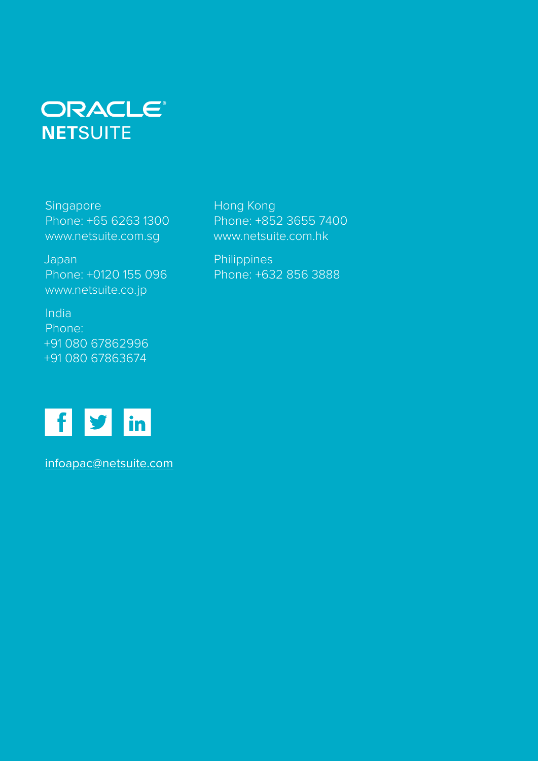ORACLE
NETSUITE

Singapore
Phone: +65 6263 1300
www.netsuite.com.sg

Japan
Phone: +0120 155 096
www.netsuite.co.jp

India
Phone:
+91 080 67862996
+91 080 67863674

Hong Kong
Phone: +852 3655 7400
www.netsuite.com.hk

Philippines
Phone: +632 856 3888

infoapac@netsuite.com